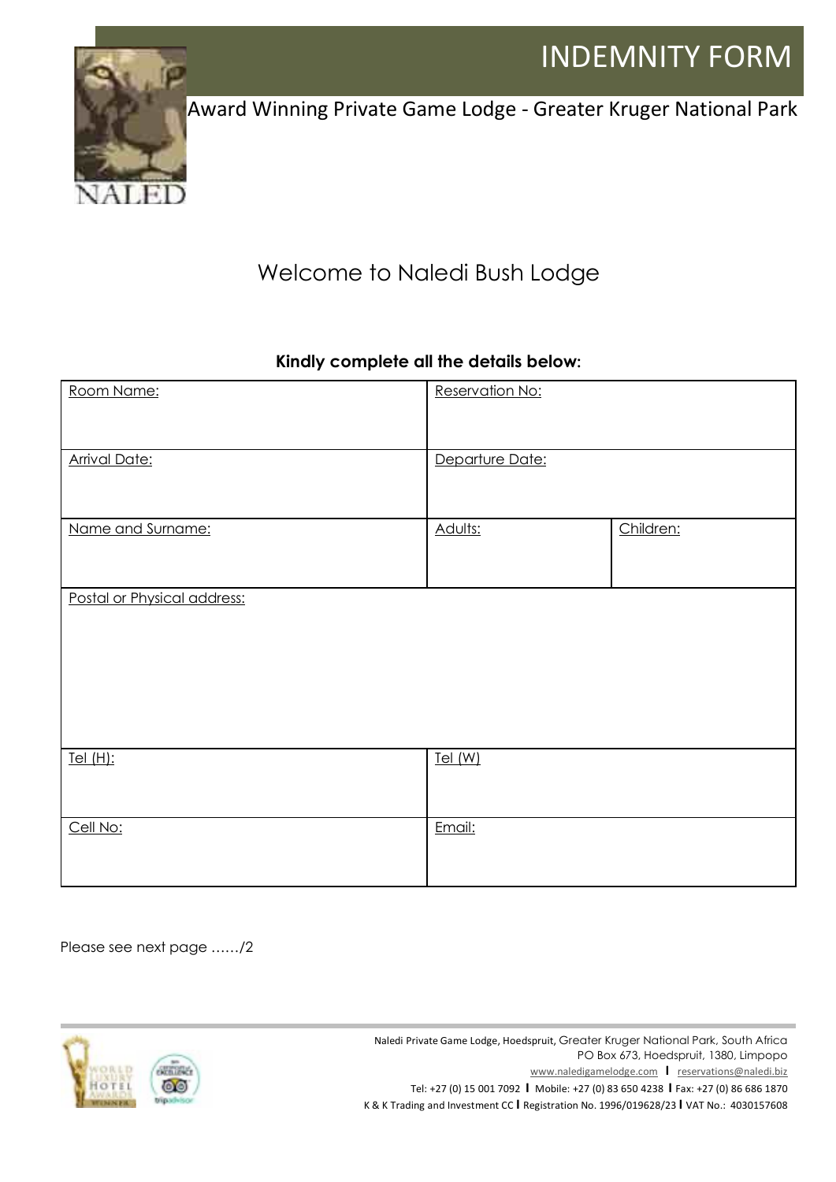# INDEMNITY FORM

Award Winning Private Game Lodge - Greater Kruger National Park

## Welcome to Naledi Bush Lodge

**Kindly complete all the details below:**

| Room Name: | Reservation No: | |
|---|---|---|
| Arrival Date: | Departure Date: | |
| Name and Surname: | Adults: | Children: |
| Postal or Physical address: | | |
| Tel (H): | Tel (W) | |
| Cell No: | Email: | |

Please see next page ……/2

Naledi Private Game Lodge, Hoedspruit, Greater Kruger National Park, South Africa
PO Box 673, Hoedspruit, 1380, Limpopo
www.naledigamelodge.com | reservations@naledi.biz
Tel: +27 (0) 15 001 7092 | Mobile: +27 (0) 83 650 4238 | Fax: +27 (0) 86 686 1870
K & K Trading and Investment CC | Registration No. 1996/019628/23 | VAT No.: 4030157608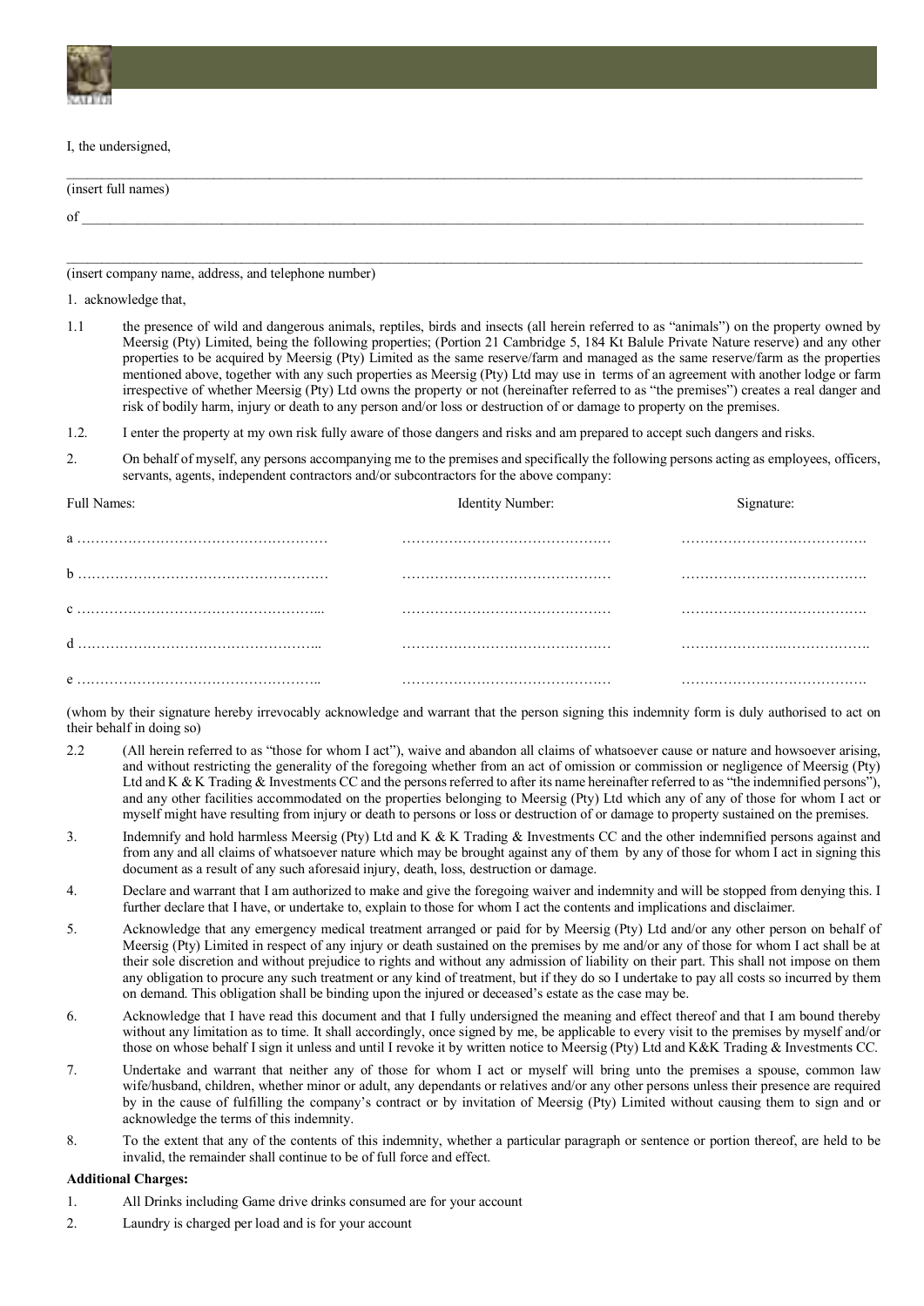I, the undersigned,

______________________________________________________________________________________________

(insert full names)

of ____________________________________________________________________________________________

______________________________________________________________________________________________

(insert company name, address, and telephone number)

1. acknowledge that,

1.1 the presence of wild and dangerous animals, reptiles, birds and insects (all herein referred to as "animals") on the property owned by Meersig (Pty) Limited, being the following properties; (Portion 21 Cambridge 5, 184 Kt Balule Private Nature reserve) and any other properties to be acquired by Meersig (Pty) Limited as the same reserve/farm and managed as the same reserve/farm as the properties mentioned above, together with any such properties as Meersig (Pty) Ltd may use in terms of an agreement with another lodge or farm irrespective of whether Meersig (Pty) Ltd owns the property or not (hereinafter referred to as "the premises") creates a real danger and risk of bodily harm, injury or death to any person and/or loss or destruction of or damage to property on the premises.

1.2. I enter the property at my own risk fully aware of those dangers and risks and am prepared to accept such dangers and risks.

2. On behalf of myself, any persons accompanying me to the premises and specifically the following persons acting as employees, officers, servants, agents, independent contractors and/or subcontractors for the above company:

| Full Names: | Identity Number: | Signature: |
|---|---|---|
| a ……………………………………………… | ……………………………………… | ………………………………… |
| b ……………………………………………… | ……………………………………… | ………………………………… |
| c ……………………………………………... | ……………………………………… | ………………………………… |
| d ……………………………………………... | ……………………………………… | ………………………………… |
| e ……………………………………………... | ……………………………………… | ………………………………… |

(whom by their signature hereby irrevocably acknowledge and warrant that the person signing this indemnity form is duly authorised to act on their behalf in doing so)

2.2 (All herein referred to as "those for whom I act"), waive and abandon all claims of whatsoever cause or nature and howsoever arising, and without restricting the generality of the foregoing whether from an act of omission or commission or negligence of Meersig (Pty) Ltd and K & K Trading & Investments CC and the persons referred to after its name hereinafter referred to as "the indemnified persons"), and any other facilities accommodated on the properties belonging to Meersig (Pty) Ltd which any of any of those for whom I act or myself might have resulting from injury or death to persons or loss or destruction of or damage to property sustained on the premises.

3. Indemnify and hold harmless Meersig (Pty) Ltd and K & K Trading & Investments CC and the other indemnified persons against and from any and all claims of whatsoever nature which may be brought against any of them by any of those for whom I act in signing this document as a result of any such aforesaid injury, death, loss, destruction or damage.

4. Declare and warrant that I am authorized to make and give the foregoing waiver and indemnity and will be stopped from denying this. I further declare that I have, or undertake to, explain to those for whom I act the contents and implications and disclaimer.

5. Acknowledge that any emergency medical treatment arranged or paid for by Meersig (Pty) Ltd and/or any other person on behalf of Meersig (Pty) Limited in respect of any injury or death sustained on the premises by me and/or any of those for whom I act shall be at their sole discretion and without prejudice to rights and without any admission of liability on their part. This shall not impose on them any obligation to procure any such treatment or any kind of treatment, but if they do so I undertake to pay all costs so incurred by them on demand. This obligation shall be binding upon the injured or deceased's estate as the case may be.

6. Acknowledge that I have read this document and that I fully undersigned the meaning and effect thereof and that I am bound thereby without any limitation as to time. It shall accordingly, once signed by me, be applicable to every visit to the premises by myself and/or those on whose behalf I sign it unless and until I revoke it by written notice to Meersig (Pty) Ltd and K&K Trading & Investments CC.

7. Undertake and warrant that neither any of those for whom I act or myself will bring unto the premises a spouse, common law wife/husband, children, whether minor or adult, any dependants or relatives and/or any other persons unless their presence are required by in the cause of fulfilling the company's contract or by invitation of Meersig (Pty) Limited without causing them to sign and or acknowledge the terms of this indemnity.

8. To the extent that any of the contents of this indemnity, whether a particular paragraph or sentence or portion thereof, are held to be invalid, the remainder shall continue to be of full force and effect.

**Additional Charges:**

1. All Drinks including Game drive drinks consumed are for your account
2. Laundry is charged per load and is for your account